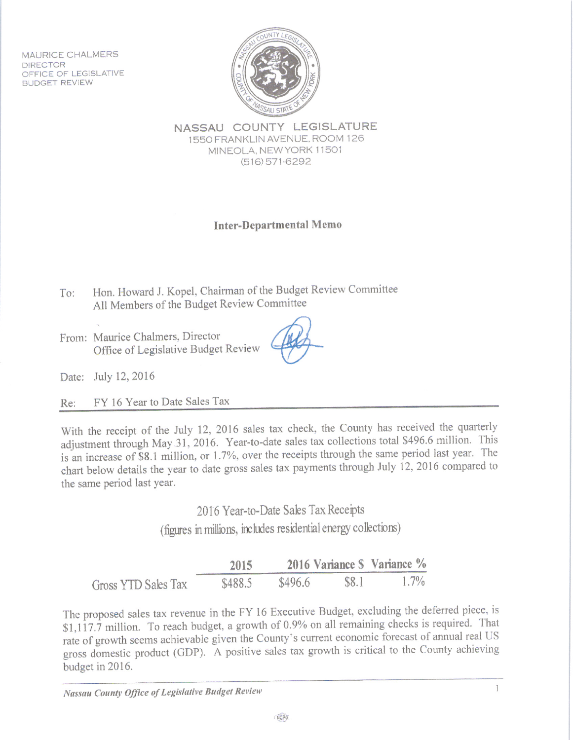MAURICE CHALMERS
DIRECTOR
OFFICE OF LEGISLATIVE
BUDGET REVIEW

NASSAU COUNTY LEGISLATURE
1550 FRANKLIN AVENUE, ROOM 126
MINEOLA, NEW YORK 11501
(516) 571-6292

**Inter-Departmental Memo**

To: Hon. Howard J. Kopel, Chairman of the Budget Review Committee
All Members of the Budget Review Committee

From: Maurice Chalmers, Director
Office of Legislative Budget Review

Date: July 12, 2016

Re: FY 16 Year to Date Sales Tax

With the receipt of the July 12, 2016 sales tax check, the County has received the quarterly adjustment through May 31, 2016. Year-to-date sales tax collections total $496.6 million. This is an increase of $8.1 million, or 1.7%, over the receipts through the same period last year. The chart below details the year to date gross sales tax payments through July 12, 2016 compared to the same period last year.

2016 Year-to-Date Sales Tax Receipts
(figures in millions, includes residential energy collections)

| | 2015 | 2016 | Variance $ | Variance % |
|---|---|---|---|---|
| Gross YTD Sales Tax | $488.5 | $496.6 | $8.1 | 1.7% |

The proposed sales tax revenue in the FY 16 Executive Budget, excluding the deferred piece, is $1,117.7 million. To reach budget, a growth of 0.9% on all remaining checks is required. That rate of growth seems achievable given the County's current economic forecast of annual real US gross domestic product (GDP). A positive sales tax growth is critical to the County achieving budget in 2016.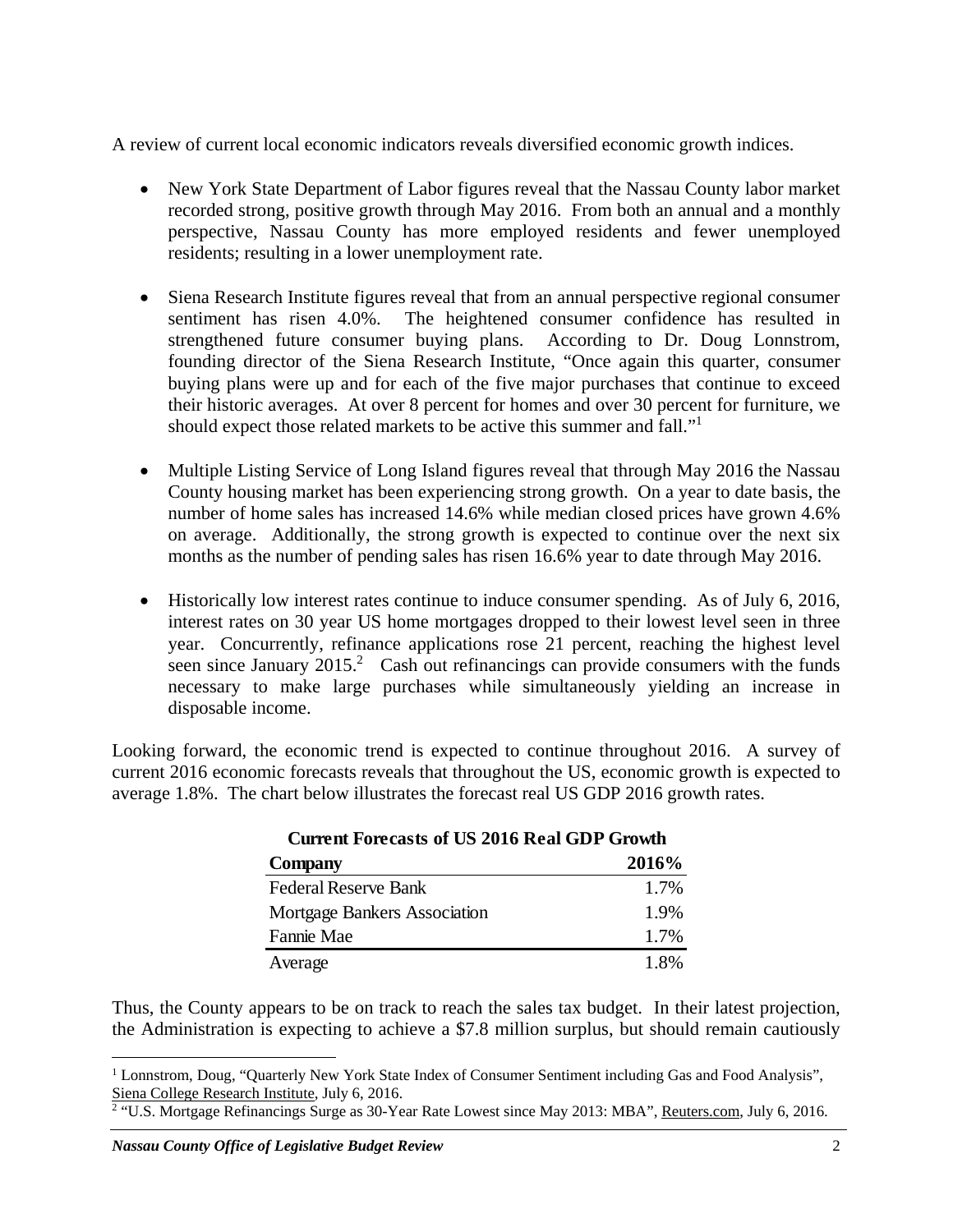A review of current local economic indicators reveals diversified economic growth indices.

- New York State Department of Labor figures reveal that the Nassau County labor market recorded strong, positive growth through May 2016. From both an annual and a monthly perspective, Nassau County has more employed residents and fewer unemployed residents; resulting in a lower unemployment rate.

- Siena Research Institute figures reveal that from an annual perspective regional consumer sentiment has risen 4.0%. The heightened consumer confidence has resulted in strengthened future consumer buying plans. According to Dr. Doug Lonnstrom, founding director of the Siena Research Institute, "Once again this quarter, consumer buying plans were up and for each of the five major purchases that continue to exceed their historic averages. At over 8 percent for homes and over 30 percent for furniture, we should expect those related markets to be active this summer and fall."[1]

- Multiple Listing Service of Long Island figures reveal that through May 2016 the Nassau County housing market has been experiencing strong growth. On a year to date basis, the number of home sales has increased 14.6% while median closed prices have grown 4.6% on average. Additionally, the strong growth is expected to continue over the next six months as the number of pending sales has risen 16.6% year to date through May 2016.

- Historically low interest rates continue to induce consumer spending. As of July 6, 2016, interest rates on 30 year US home mortgages dropped to their lowest level seen in three year. Concurrently, refinance applications rose 21 percent, reaching the highest level seen since January 2015.[2] Cash out refinancings can provide consumers with the funds necessary to make large purchases while simultaneously yielding an increase in disposable income.

Looking forward, the economic trend is expected to continue throughout 2016. A survey of current 2016 economic forecasts reveals that throughout the US, economic growth is expected to average 1.8%. The chart below illustrates the forecast real US GDP 2016 growth rates.

**Current Forecasts of US 2016 Real GDP Growth**

| Company | 2016% |
|---|---|
| Federal Reserve Bank | 1.7% |
| Mortgage Bankers Association | 1.9% |
| Fannie Mae | 1.7% |
| Average | 1.8% |

Thus, the County appears to be on track to reach the sales tax budget. In their latest projection, the Administration is expecting to achieve a $7.8 million surplus, but should remain cautiously

---

[1] Lonnstrom, Doug, "Quarterly New York State Index of Consumer Sentiment including Gas and Food Analysis", Siena College Research Institute, July 6, 2016.

[2] "U.S. Mortgage Refinancings Surge as 30-Year Rate Lowest since May 2013: MBA", Reuters.com, July 6, 2016.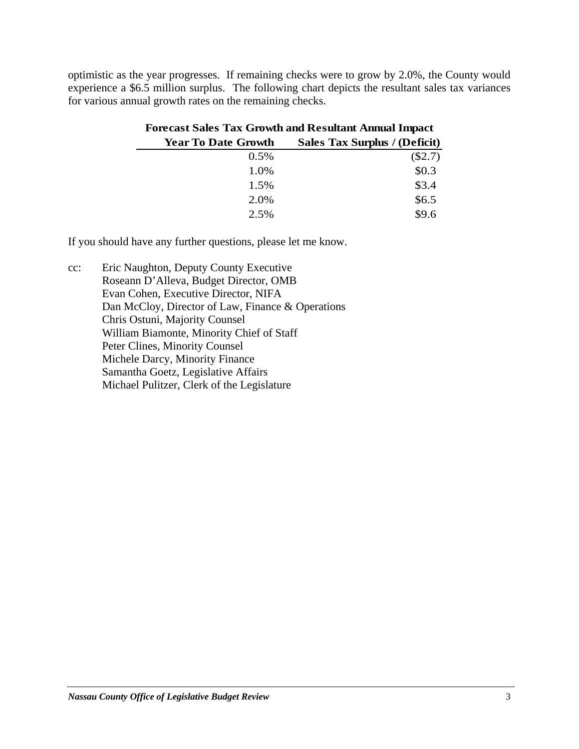optimistic as the year progresses. If remaining checks were to grow by 2.0%, the County would experience a $6.5 million surplus. The following chart depicts the resultant sales tax variances for various annual growth rates on the remaining checks.

**Forecast Sales Tax Growth and Resultant Annual Impact**

| Year To Date Growth | Sales Tax Surplus / (Deficit) |
|---|---|
| 0.5% | ($2.7) |
| 1.0% | $0.3 |
| 1.5% | $3.4 |
| 2.0% | $6.5 |
| 2.5% | $9.6 |

If you should have any further questions, please let me know.

cc: Eric Naughton, Deputy County Executive
Roseann D'Alleva, Budget Director, OMB
Evan Cohen, Executive Director, NIFA
Dan McCloy, Director of Law, Finance & Operations
Chris Ostuni, Majority Counsel
William Biamonte, Minority Chief of Staff
Peter Clines, Minority Counsel
Michele Darcy, Minority Finance
Samantha Goetz, Legislative Affairs
Michael Pulitzer, Clerk of the Legislature